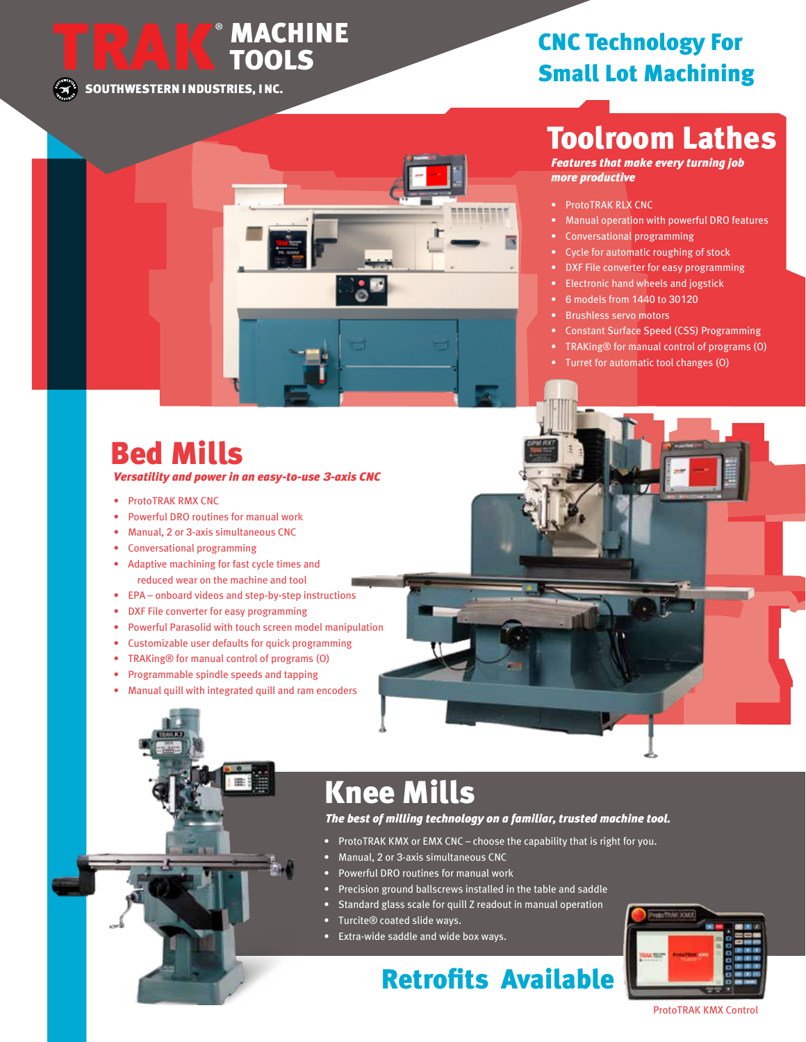# TRAK® MACHINE TOOLS

SOUTHWESTERN INDUSTRIES, INC.

## CNC Technology For Small Lot Machining

## Toolroom Lathes

***Features that make every turning job more productive***

- ProtoTRAK RLX CNC
- Manual operation with powerful DRO features
- Conversational programming
- Cycle for automatic roughing of stock
- DXF File converter for easy programming
- Electronic hand wheels and jogstick
- 6 models from 1440 to 30120
- Brushless servo motors
- Constant Surface Speed (CSS) Programming
- TRAKing® for manual control of programs (O)
- Turret for automatic tool changes (O)

## Bed Mills

***Versatility and power in an easy-to-use 3-axis CNC***

- ProtoTRAK RMX CNC
- Powerful DRO routines for manual work
- Manual, 2 or 3-axis simultaneous CNC
- Conversational programming
- Adaptive machining for fast cycle times and reduced wear on the machine and tool
- EPA – onboard videos and step-by-step instructions
- DXF File converter for easy programming
- Powerful Parasolid with touch screen model manipulation
- Customizable user defaults for quick programming
- TRAKing® for manual control of programs (O)
- Programmable spindle speeds and tapping
- Manual quill with integrated quill and ram encoders

## Knee Mills

***The best of milling technology on a familiar, trusted machine tool.***

- ProtoTRAK KMX or EMX CNC – choose the capability that is right for you.
- Manual, 2 or 3-axis simultaneous CNC
- Powerful DRO routines for manual work
- Precision ground ballscrews installed in the table and saddle
- Standard glass scale for quill Z readout in manual operation
- Turcite® coated slide ways.
- Extra-wide saddle and wide box ways.

## Retrofits Available

ProtoTRAK KMX Control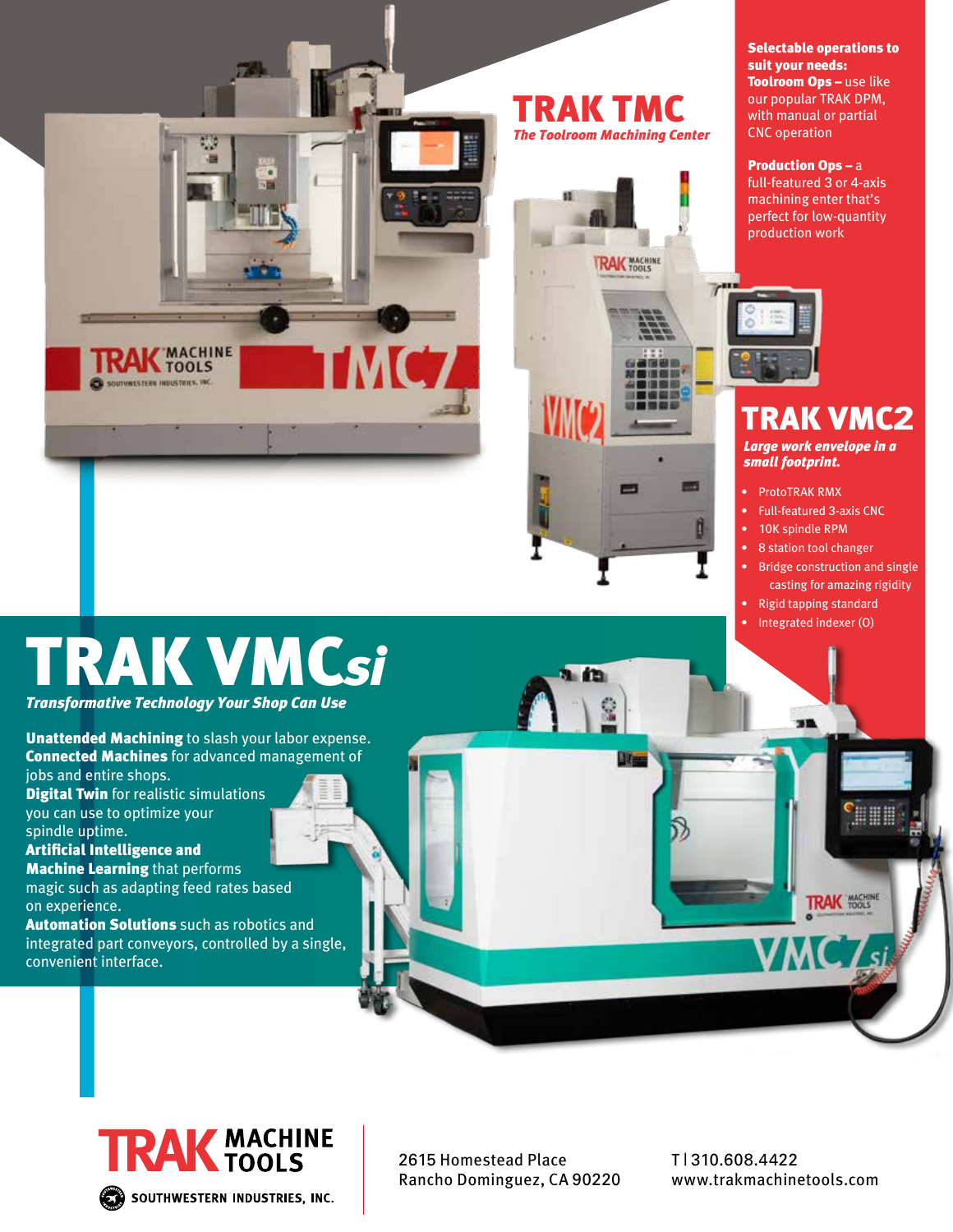## TRAK TMC

*The Toolroom Machining Center*

**Selectable operations to suit your needs:**
**Toolroom Ops –** use like our popular TRAK DPM, with manual or partial CNC operation

**Production Ops –** a full-featured 3 or 4-axis machining enter that's perfect for low-quantity production work

## TRAK VMC2

***Large work envelope in a small footprint.***

- ProtoTRAK RMX
- Full-featured 3-axis CNC
- 10K spindle RPM
- 8 station tool changer
- Bridge construction and single casting for amazing rigidity
- Rigid tapping standard
- Integrated indexer (O)

# TRAK VMC*si*

***Transformative Technology Your Shop Can Use***

**Unattended Machining** to slash your labor expense.
**Connected Machines** for advanced management of jobs and entire shops.
**Digital Twin** for realistic simulations you can use to optimize your spindle uptime.
**Artificial Intelligence and Machine Learning** that performs magic such as adapting feed rates based on experience.
**Automation Solutions** such as robotics and integrated part conveyors, controlled by a single, convenient interface.

TRAK MACHINE TOOLS
SOUTHWESTERN INDUSTRIES, INC.

2615 Homestead Place
Rancho Dominguez, CA 90220

T | 310.608.4422
www.trakmachinetools.com